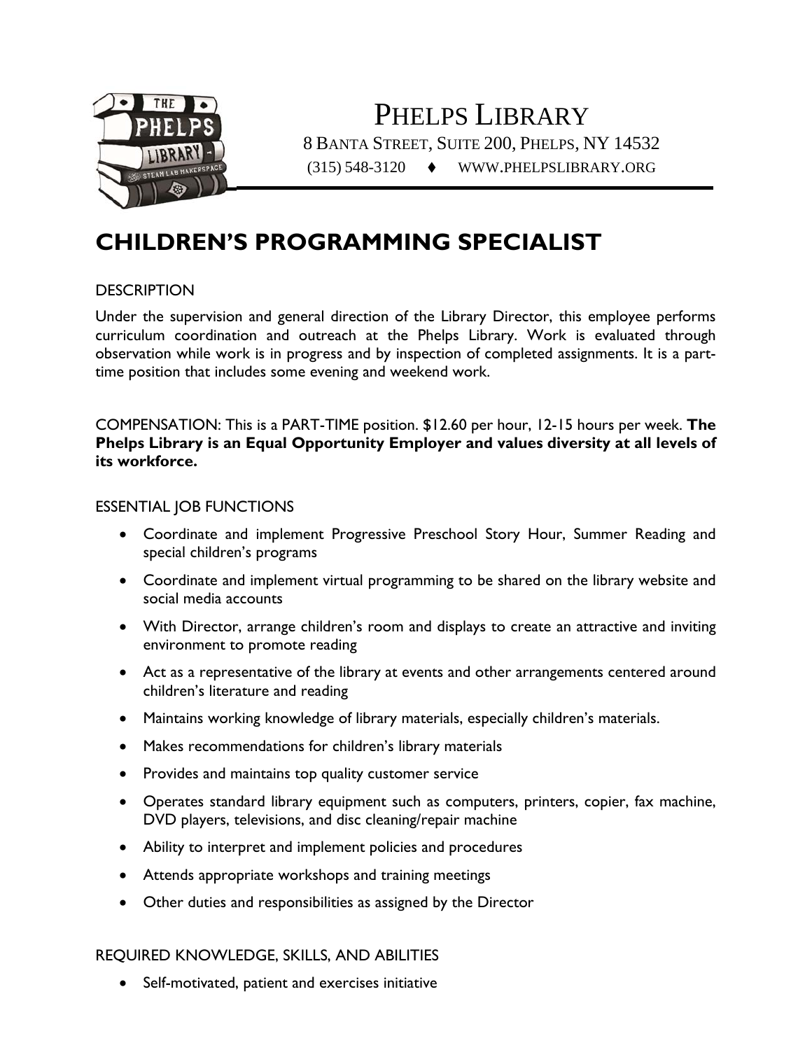# PHELPS LIBRARY

8 BANTA STREET, SUITE 200, PHELPS, NY 14532

(315) 548-3120 ♦ WWW.PHELPSLIBRARY.ORG

## CHILDREN'S PROGRAMMING SPECIALIST

DESCRIPTION

Under the supervision and general direction of the Library Director, this employee performs curriculum coordination and outreach at the Phelps Library. Work is evaluated through observation while work is in progress and by inspection of completed assignments. It is a part-time position that includes some evening and weekend work.

COMPENSATION: This is a PART-TIME position. $12.60 per hour, 12-15 hours per week. **The Phelps Library is an Equal Opportunity Employer and values diversity at all levels of its workforce.**

ESSENTIAL JOB FUNCTIONS

- Coordinate and implement Progressive Preschool Story Hour, Summer Reading and special children's programs
- Coordinate and implement virtual programming to be shared on the library website and social media accounts
- With Director, arrange children's room and displays to create an attractive and inviting environment to promote reading
- Act as a representative of the library at events and other arrangements centered around children's literature and reading
- Maintains working knowledge of library materials, especially children's materials.
- Makes recommendations for children's library materials
- Provides and maintains top quality customer service
- Operates standard library equipment such as computers, printers, copier, fax machine, DVD players, televisions, and disc cleaning/repair machine
- Ability to interpret and implement policies and procedures
- Attends appropriate workshops and training meetings
- Other duties and responsibilities as assigned by the Director

REQUIRED KNOWLEDGE, SKILLS, AND ABILITIES

- Self-motivated, patient and exercises initiative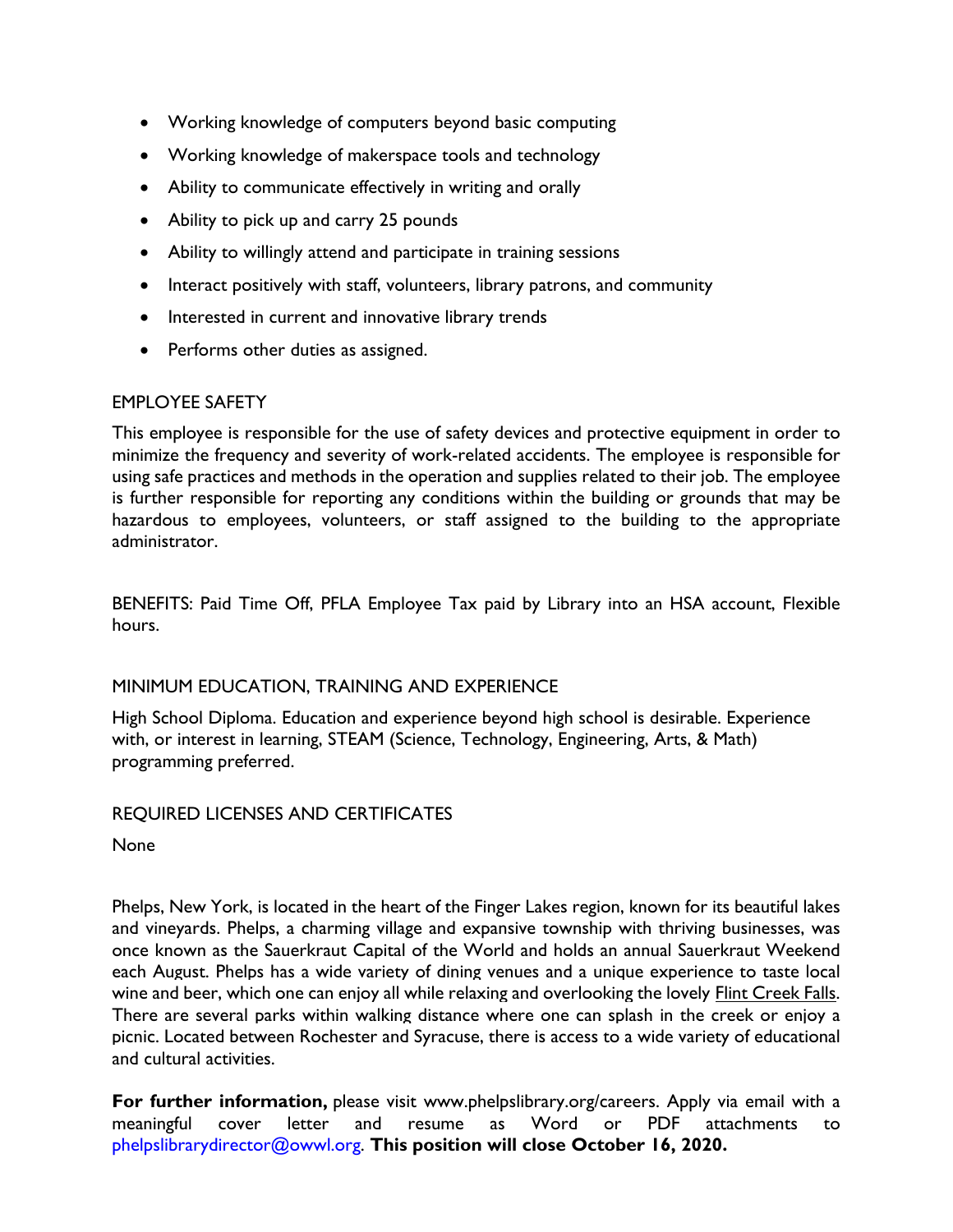- Working knowledge of computers beyond basic computing
- Working knowledge of makerspace tools and technology
- Ability to communicate effectively in writing and orally
- Ability to pick up and carry 25 pounds
- Ability to willingly attend and participate in training sessions
- Interact positively with staff, volunteers, library patrons, and community
- Interested in current and innovative library trends
- Performs other duties as assigned.

## EMPLOYEE SAFETY

This employee is responsible for the use of safety devices and protective equipment in order to minimize the frequency and severity of work-related accidents. The employee is responsible for using safe practices and methods in the operation and supplies related to their job. The employee is further responsible for reporting any conditions within the building or grounds that may be hazardous to employees, volunteers, or staff assigned to the building to the appropriate administrator.

BENEFITS: Paid Time Off, PFLA Employee Tax paid by Library into an HSA account, Flexible hours.

## MINIMUM EDUCATION, TRAINING AND EXPERIENCE

High School Diploma. Education and experience beyond high school is desirable. Experience with, or interest in learning, STEAM (Science, Technology, Engineering, Arts, & Math) programming preferred.

## REQUIRED LICENSES AND CERTIFICATES

None

Phelps, New York, is located in the heart of the Finger Lakes region, known for its beautiful lakes and vineyards. Phelps, a charming village and expansive township with thriving businesses, was once known as the Sauerkraut Capital of the World and holds an annual Sauerkraut Weekend each August. Phelps has a wide variety of dining venues and a unique experience to taste local wine and beer, which one can enjoy all while relaxing and overlooking the lovely Flint Creek Falls. There are several parks within walking distance where one can splash in the creek or enjoy a picnic. Located between Rochester and Syracuse, there is access to a wide variety of educational and cultural activities.

**For further information,** please visit www.phelpslibrary.org/careers. Apply via email with a meaningful cover letter and resume as Word or PDF attachments to phelpslibrarydirector@owwl.org. **This position will close October 16, 2020.**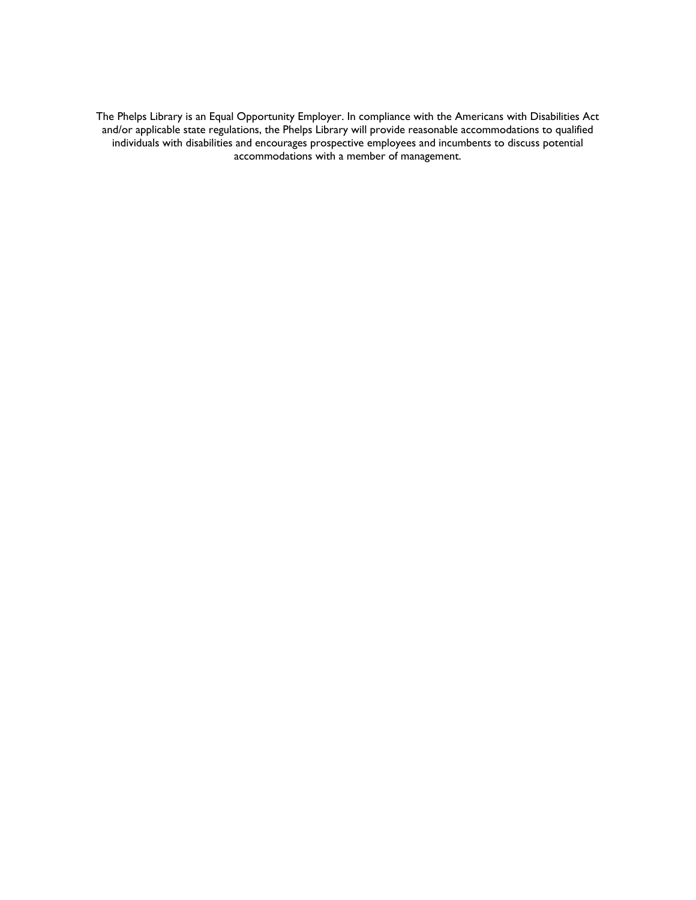The Phelps Library is an Equal Opportunity Employer. In compliance with the Americans with Disabilities Act and/or applicable state regulations, the Phelps Library will provide reasonable accommodations to qualified individuals with disabilities and encourages prospective employees and incumbents to discuss potential accommodations with a member of management.